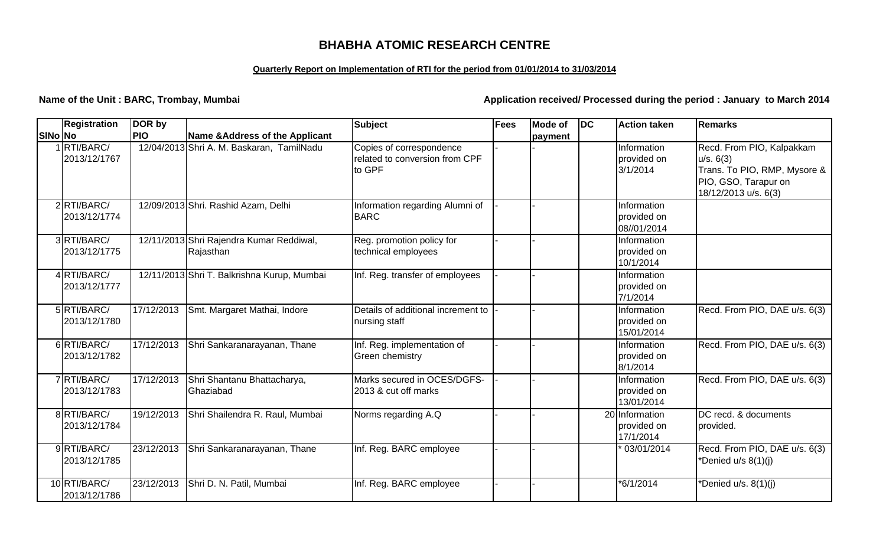# BHABHA ATOMIC RESEARCH CENTRE

**Quarterly Report on Implementation of RTI for the period from 01/01/2014 to 31/03/2014**

**Name of the Unit : BARC, Trombay, Mumbai** **Application received/ Processed during the period : January to March 2014**

| SlNo | Registration No | DOR by PIO | Name &Address of the Applicant | Subject | Fees | Mode of payment | DC | Action taken | Remarks |
|---|---|---|---|---|---|---|---|---|---|
| 1 | RTI/BARC/ 2013/12/1767 | 12/04/2013 | Shri A. M. Baskaran, TamilNadu | Copies of correspondence related to conversion from CPF to GPF | - | - | | Information provided on 3/1/2014 | Recd. From PIO, Kalpakkam u/s. 6(3) Trans. To PIO, RMP, Mysore & PIO, GSO, Tarapur on 18/12/2013 u/s. 6(3) |
| 2 | RTI/BARC/ 2013/12/1774 | 12/09/2013 | Shri. Rashid Azam, Delhi | Information regarding Alumni of BARC | - | - | | Information provided on 08//01/2014 | |
| 3 | RTI/BARC/ 2013/12/1775 | 12/11/2013 | Shri Rajendra Kumar Reddiwal, Rajasthan | Reg. promotion policy for technical employees | - | - | | Information provided on 10/1/2014 | |
| 4 | RTI/BARC/ 2013/12/1777 | 12/11/2013 | Shri T. Balkrishna Kurup, Mumbai | Inf. Reg. transfer of employees | - | - | | Information provided on 7/1/2014 | |
| 5 | RTI/BARC/ 2013/12/1780 | 17/12/2013 | Smt. Margaret Mathai, Indore | Details of additional increment to nursing staff | - | - | | Information provided on 15/01/2014 | Recd. From PIO, DAE u/s. 6(3) |
| 6 | RTI/BARC/ 2013/12/1782 | 17/12/2013 | Shri Sankaranarayanan, Thane | Inf. Reg. implementation of Green chemistry | - | - | | Information provided on 8/1/2014 | Recd. From PIO, DAE u/s. 6(3) |
| 7 | RTI/BARC/ 2013/12/1783 | 17/12/2013 | Shri Shantanu Bhattacharya, Ghaziabad | Marks secured in OCES/DGFS-2013 & cut off marks | - | - | | Information provided on 13/01/2014 | Recd. From PIO, DAE u/s. 6(3) |
| 8 | RTI/BARC/ 2013/12/1784 | 19/12/2013 | Shri Shailendra R. Raul, Mumbai | Norms regarding A.Q | - | - | 20 | Information provided on 17/1/2014 | DC recd. & documents provided. |
| 9 | RTI/BARC/ 2013/12/1785 | 23/12/2013 | Shri Sankaranarayanan, Thane | Inf. Reg. BARC employee | - | - | | * 03/01/2014 | Recd. From PIO, DAE u/s. 6(3) *Denied u/s 8(1)(j) |
| 10 | RTI/BARC/ 2013/12/1786 | 23/12/2013 | Shri D. N. Patil, Mumbai | Inf. Reg. BARC employee | - | - | | *6/1/2014 | *Denied u/s. 8(1)(j) |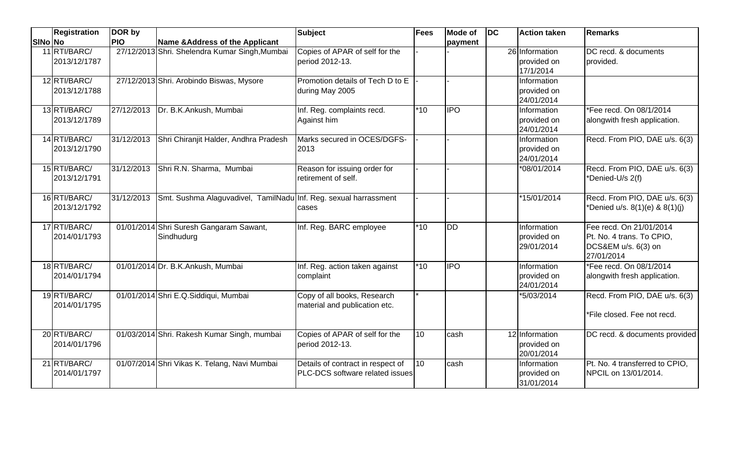| SlNo | Registration No | DOR by PIO | Name &Address of the Applicant | Subject | Fees | Mode of payment | DC | Action taken | Remarks |
|---|---|---|---|---|---|---|---|---|---|
| 11 | RTI/BARC/ 2013/12/1787 | 27/12/2013 | Shri. Shelendra Kumar Singh,Mumbai | Copies of APAR of self for the period 2012-13. | - | - | 26 | Information provided on 17/1/2014 | DC recd. & documents provided. |
| 12 | RTI/BARC/ 2013/12/1788 | 27/12/2013 | Shri. Arobindo Biswas, Mysore | Promotion details of Tech D to E during May 2005 | - | - | | Information provided on 24/01/2014 | |
| 13 | RTI/BARC/ 2013/12/1789 | 27/12/2013 | Dr. B.K.Ankush, Mumbai | Inf. Reg. complaints recd. Against him | *10 | IPO | | Information provided on 24/01/2014 | *Fee recd. On 08/1/2014 alongwith fresh application. |
| 14 | RTI/BARC/ 2013/12/1790 | 31/12/2013 | Shri Chiranjit Halder, Andhra Pradesh | Marks secured in OCES/DGFS-2013 | - | - | | Information provided on 24/01/2014 | Recd. From PIO, DAE u/s. 6(3) |
| 15 | RTI/BARC/ 2013/12/1791 | 31/12/2013 | Shri R.N. Sharma, Mumbai | Reason for issuing order for retirement of self. | - | - | | *08/01/2014 | Recd. From PIO, DAE u/s. 6(3) *Denied-U/s 2(f) |
| 16 | RTI/BARC/ 2013/12/1792 | 31/12/2013 | Smt. Sushma Alaguvadivel, TamilNadu | Inf. Reg. sexual harrassment cases | - | - | | *15/01/2014 | Recd. From PIO, DAE u/s. 6(3) *Denied u/s. 8(1)(e) & 8(1)(j) |
| 17 | RTI/BARC/ 2014/01/1793 | 01/01/2014 | Shri Suresh Gangaram Sawant, Sindhudurg | Inf. Reg. BARC employee | *10 | DD | | Information provided on 29/01/2014 | Fee recd. On 21/01/2014 Pt. No. 4 trans. To CPIO, DCS&EM u/s. 6(3) on 27/01/2014 |
| 18 | RTI/BARC/ 2014/01/1794 | 01/01/2014 | Dr. B.K.Ankush, Mumbai | Inf. Reg. action taken against complaint | *10 | IPO | | Information provided on 24/01/2014 | *Fee recd. On 08/1/2014 alongwith fresh application. |
| 19 | RTI/BARC/ 2014/01/1795 | 01/01/2014 | Shri E.Q.Siddiqui, Mumbai | Copy of all books, Research material and publication etc. | * | | | *5/03/2014 | Recd. From PIO, DAE u/s. 6(3) *File closed. Fee not recd. |
| 20 | RTI/BARC/ 2014/01/1796 | 01/03/2014 | Shri. Rakesh Kumar Singh, mumbai | Copies of APAR of self for the period 2012-13. | 10 | cash | 12 | Information provided on 20/01/2014 | DC recd. & documents provided |
| 21 | RTI/BARC/ 2014/01/1797 | 01/07/2014 | Shri Vikas K. Telang, Navi Mumbai | Details of contract in respect of PLC-DCS software related issues | 10 | cash | | Information provided on 31/01/2014 | Pt. No. 4 transferred to CPIO, NPCIL on 13/01/2014. |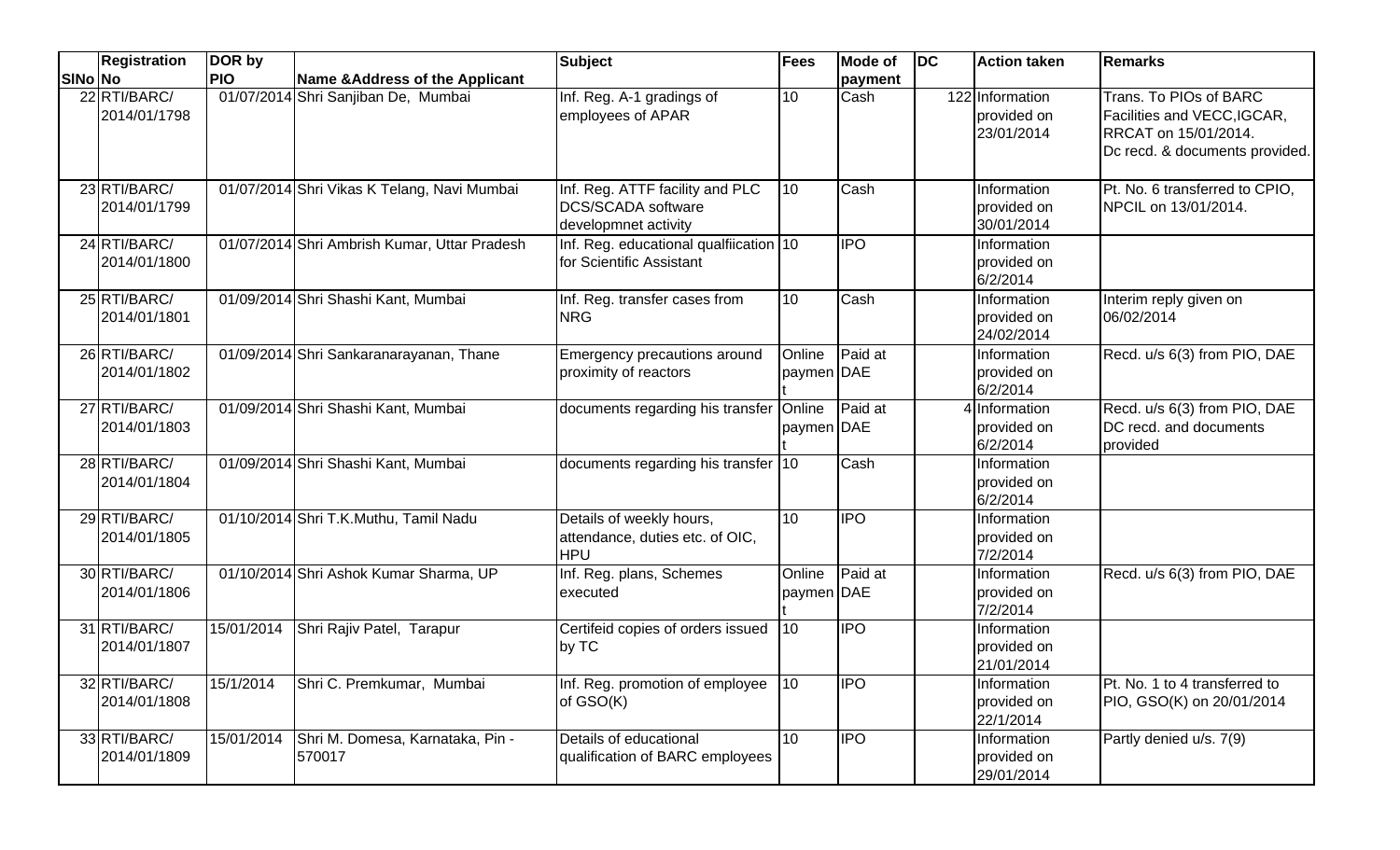| SlNo | Registration No | DOR by PIO | Name &Address of the Applicant | Subject | Fees | Mode of payment | DC | Action taken | Remarks |
|---|---|---|---|---|---|---|---|---|---|
| 22 | RTI/BARC/ 2014/01/1798 | 01/07/2014 | Shri Sanjiban De, Mumbai | Inf. Reg. A-1 gradings of employees of APAR | 10 | Cash | 122 | Information provided on 23/01/2014 | Trans. To PIOs of BARC Facilities and VECC,IGCAR, RRCAT on 15/01/2014. Dc recd. & documents provided. |
| 23 | RTI/BARC/ 2014/01/1799 | 01/07/2014 | Shri Vikas K Telang, Navi Mumbai | Inf. Reg. ATTF facility and PLC DCS/SCADA software developmnet activity | 10 | Cash | | Information provided on 30/01/2014 | Pt. No. 6 transferred to CPIO, NPCIL on 13/01/2014. |
| 24 | RTI/BARC/ 2014/01/1800 | 01/07/2014 | Shri Ambrish Kumar, Uttar Pradesh | Inf. Reg. educational qualfiication for Scientific Assistant | 10 | IPO | | Information provided on 6/2/2014 | |
| 25 | RTI/BARC/ 2014/01/1801 | 01/09/2014 | Shri Shashi Kant, Mumbai | Inf. Reg. transfer cases from NRG | 10 | Cash | | Information provided on 24/02/2014 | Interim reply given on 06/02/2014 |
| 26 | RTI/BARC/ 2014/01/1802 | 01/09/2014 | Shri Sankaranarayanan, Thane | Emergency precautions around proximity of reactors | Online payment | Paid at DAE | | Information provided on 6/2/2014 | Recd. u/s 6(3) from PIO, DAE |
| 27 | RTI/BARC/ 2014/01/1803 | 01/09/2014 | Shri Shashi Kant, Mumbai | documents regarding his transfer | Online payment | Paid at DAE | 4 | Information provided on 6/2/2014 | Recd. u/s 6(3) from PIO, DAE DC recd. and documents provided |
| 28 | RTI/BARC/ 2014/01/1804 | 01/09/2014 | Shri Shashi Kant, Mumbai | documents regarding his transfer | 10 | Cash | | Information provided on 6/2/2014 | |
| 29 | RTI/BARC/ 2014/01/1805 | 01/10/2014 | Shri T.K.Muthu, Tamil Nadu | Details of weekly hours, attendance, duties etc. of OIC, HPU | 10 | IPO | | Information provided on 7/2/2014 | |
| 30 | RTI/BARC/ 2014/01/1806 | 01/10/2014 | Shri Ashok Kumar Sharma, UP | Inf. Reg. plans, Schemes executed | Online payment | Paid at DAE | | Information provided on 7/2/2014 | Recd. u/s 6(3) from PIO, DAE |
| 31 | RTI/BARC/ 2014/01/1807 | 15/01/2014 | Shri Rajiv Patel, Tarapur | Certifeid copies of orders issued by TC | 10 | IPO | | Information provided on 21/01/2014 | |
| 32 | RTI/BARC/ 2014/01/1808 | 15/1/2014 | Shri C. Premkumar, Mumbai | Inf. Reg. promotion of employee of GSO(K) | 10 | IPO | | Information provided on 22/1/2014 | Pt. No. 1 to 4 transferred to PIO, GSO(K) on 20/01/2014 |
| 33 | RTI/BARC/ 2014/01/1809 | 15/01/2014 | Shri M. Domesa, Karnataka, Pin - 570017 | Details of educational qualification of BARC employees | 10 | IPO | | Information provided on 29/01/2014 | Partly denied u/s. 7(9) |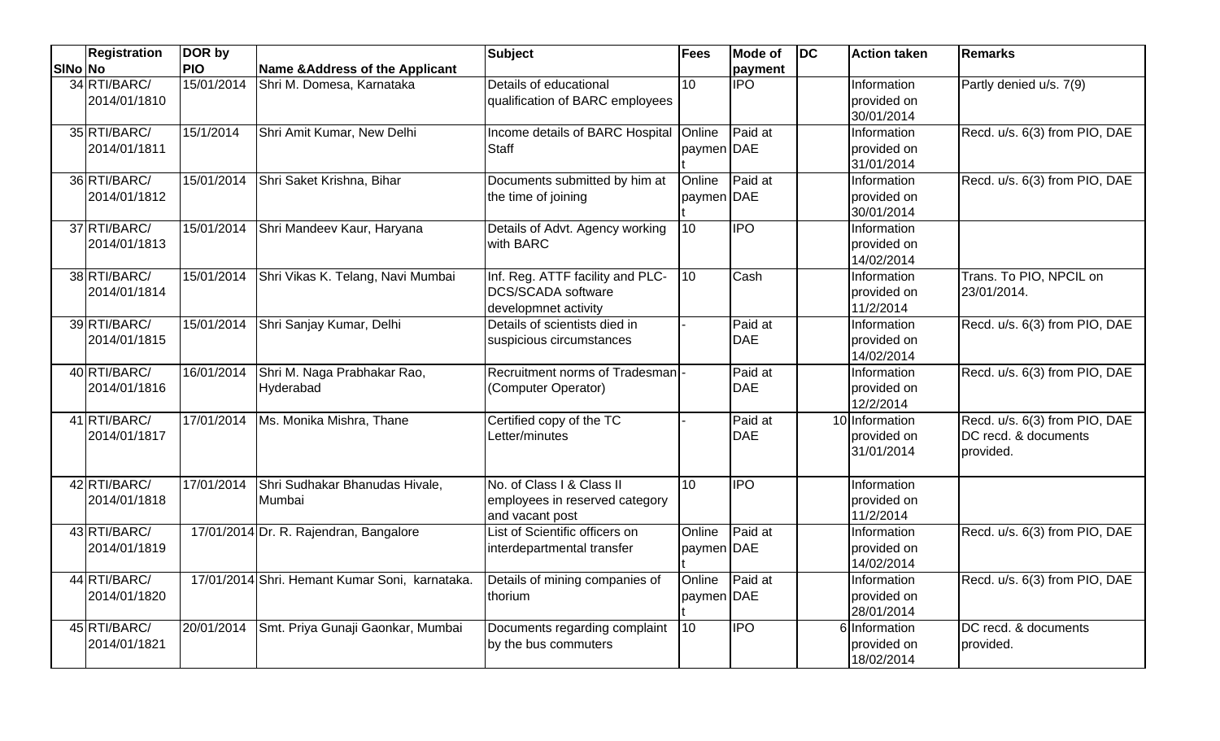| SlNo | Registration No | DOR by PIO | Name &Address of the Applicant | Subject | Fees | Mode of payment | DC | Action taken | Remarks |
|---|---|---|---|---|---|---|---|---|---|
| 34 | RTI/BARC/ 2014/01/1810 | 15/01/2014 | Shri M. Domesa, Karnataka | Details of educational qualification of BARC employees | 10 | IPO | | Information provided on 30/01/2014 | Partly denied u/s. 7(9) |
| 35 | RTI/BARC/ 2014/01/1811 | 15/1/2014 | Shri Amit Kumar, New Delhi | Income details of BARC Hospital Staff | Online payment | Paid at DAE | | Information provided on 31/01/2014 | Recd. u/s. 6(3) from PIO, DAE |
| 36 | RTI/BARC/ 2014/01/1812 | 15/01/2014 | Shri Saket Krishna, Bihar | Documents submitted by him at the time of joining | Online payment | Paid at DAE | | Information provided on 30/01/2014 | Recd. u/s. 6(3) from PIO, DAE |
| 37 | RTI/BARC/ 2014/01/1813 | 15/01/2014 | Shri Mandeev Kaur, Haryana | Details of Advt. Agency working with BARC | 10 | IPO | | Information provided on 14/02/2014 | |
| 38 | RTI/BARC/ 2014/01/1814 | 15/01/2014 | Shri Vikas K. Telang, Navi Mumbai | Inf. Reg. ATTF facility and PLC-DCS/SCADA software developmnet activity | 10 | Cash | | Information provided on 11/2/2014 | Trans. To PIO, NPCIL on 23/01/2014. |
| 39 | RTI/BARC/ 2014/01/1815 | 15/01/2014 | Shri Sanjay Kumar, Delhi | Details of scientists died in suspicious circumstances | - | Paid at DAE | | Information provided on 14/02/2014 | Recd. u/s. 6(3) from PIO, DAE |
| 40 | RTI/BARC/ 2014/01/1816 | 16/01/2014 | Shri M. Naga Prabhakar Rao, Hyderabad | Recruitment norms of Tradesman (Computer Operator) | - | Paid at DAE | | Information provided on 12/2/2014 | Recd. u/s. 6(3) from PIO, DAE |
| 41 | RTI/BARC/ 2014/01/1817 | 17/01/2014 | Ms. Monika Mishra, Thane | Certified copy of the TC Letter/minutes | - | Paid at DAE | 10 | Information provided on 31/01/2014 | Recd. u/s. 6(3) from PIO, DAE DC recd. & documents provided. |
| 42 | RTI/BARC/ 2014/01/1818 | 17/01/2014 | Shri Sudhakar Bhanudas Hivale, Mumbai | No. of Class I & Class II employees in reserved category and vacant post | 10 | IPO | | Information provided on 11/2/2014 | |
| 43 | RTI/BARC/ 2014/01/1819 | 17/01/2014 | Dr. R. Rajendran, Bangalore | List of Scientific officers on interdepartmental transfer | Online payment | Paid at DAE | | Information provided on 14/02/2014 | Recd. u/s. 6(3) from PIO, DAE |
| 44 | RTI/BARC/ 2014/01/1820 | 17/01/2014 | Shri. Hemant Kumar Soni, karnataka. | Details of mining companies of thorium | Online payment | Paid at DAE | | Information provided on 28/01/2014 | Recd. u/s. 6(3) from PIO, DAE |
| 45 | RTI/BARC/ 2014/01/1821 | 20/01/2014 | Smt. Priya Gunaji Gaonkar, Mumbai | Documents regarding complaint by the bus commuters | 10 | IPO | 6 | Information provided on 18/02/2014 | DC recd. & documents provided. |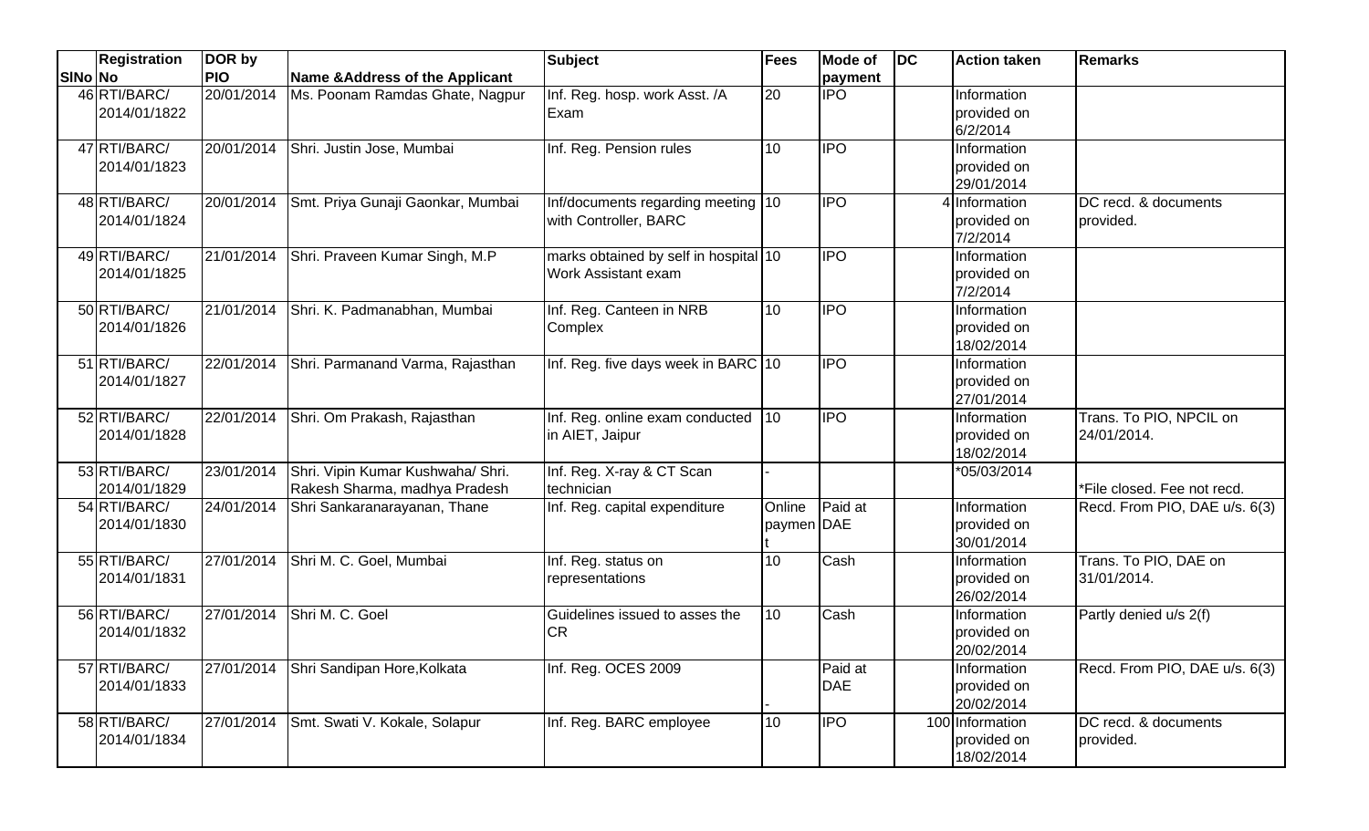| SlNo | Registration No | DOR by PIO | Name &Address of the Applicant | Subject | Fees | Mode of payment | DC | Action taken | Remarks |
|---|---|---|---|---|---|---|---|---|---|
| 46 | RTI/BARC/ 2014/01/1822 | 20/01/2014 | Ms. Poonam Ramdas Ghate, Nagpur | Inf. Reg. hosp. work Asst. /A Exam | 20 | IPO | | Information provided on 6/2/2014 | |
| 47 | RTI/BARC/ 2014/01/1823 | 20/01/2014 | Shri. Justin Jose, Mumbai | Inf. Reg. Pension rules | 10 | IPO | | Information provided on 29/01/2014 | |
| 48 | RTI/BARC/ 2014/01/1824 | 20/01/2014 | Smt. Priya Gunaji Gaonkar, Mumbai | Inf/documents regarding meeting with Controller, BARC | 10 | IPO | 4 | Information provided on 7/2/2014 | DC recd. & documents provided. |
| 49 | RTI/BARC/ 2014/01/1825 | 21/01/2014 | Shri. Praveen Kumar Singh, M.P | marks obtained by self in hospital Work Assistant exam | 10 | IPO | | Information provided on 7/2/2014 | |
| 50 | RTI/BARC/ 2014/01/1826 | 21/01/2014 | Shri. K. Padmanabhan, Mumbai | Inf. Reg. Canteen in NRB Complex | 10 | IPO | | Information provided on 18/02/2014 | |
| 51 | RTI/BARC/ 2014/01/1827 | 22/01/2014 | Shri. Parmanand Varma, Rajasthan | Inf. Reg. five days week in BARC | 10 | IPO | | Information provided on 27/01/2014 | |
| 52 | RTI/BARC/ 2014/01/1828 | 22/01/2014 | Shri. Om Prakash, Rajasthan | Inf. Reg. online exam conducted in AIET, Jaipur | 10 | IPO | | Information provided on 18/02/2014 | Trans. To PIO, NPCIL on 24/01/2014. |
| 53 | RTI/BARC/ 2014/01/1829 | 23/01/2014 | Shri. Vipin Kumar Kushwaha/ Shri. Rakesh Sharma, madhya Pradesh | Inf. Reg. X-ray & CT Scan technician | - | | | *05/03/2014 | *File closed. Fee not recd. |
| 54 | RTI/BARC/ 2014/01/1830 | 24/01/2014 | Shri Sankaranarayanan, Thane | Inf. Reg. capital expenditure | Online payment | Paid at DAE | | Information provided on 30/01/2014 | Recd. From PIO, DAE u/s. 6(3) |
| 55 | RTI/BARC/ 2014/01/1831 | 27/01/2014 | Shri M. C. Goel, Mumbai | Inf. Reg. status on representations | 10 | Cash | | Information provided on 26/02/2014 | Trans. To PIO, DAE on 31/01/2014. |
| 56 | RTI/BARC/ 2014/01/1832 | 27/01/2014 | Shri M. C. Goel | Guidelines issued to asses the CR | 10 | Cash | | Information provided on 20/02/2014 | Partly denied u/s 2(f) |
| 57 | RTI/BARC/ 2014/01/1833 | 27/01/2014 | Shri Sandipan Hore,Kolkata | Inf. Reg. OCES 2009 | - | Paid at DAE | | Information provided on 20/02/2014 | Recd. From PIO, DAE u/s. 6(3) |
| 58 | RTI/BARC/ 2014/01/1834 | 27/01/2014 | Smt. Swati V. Kokale, Solapur | Inf. Reg. BARC employee | 10 | IPO | 100 | Information provided on 18/02/2014 | DC recd. & documents provided. |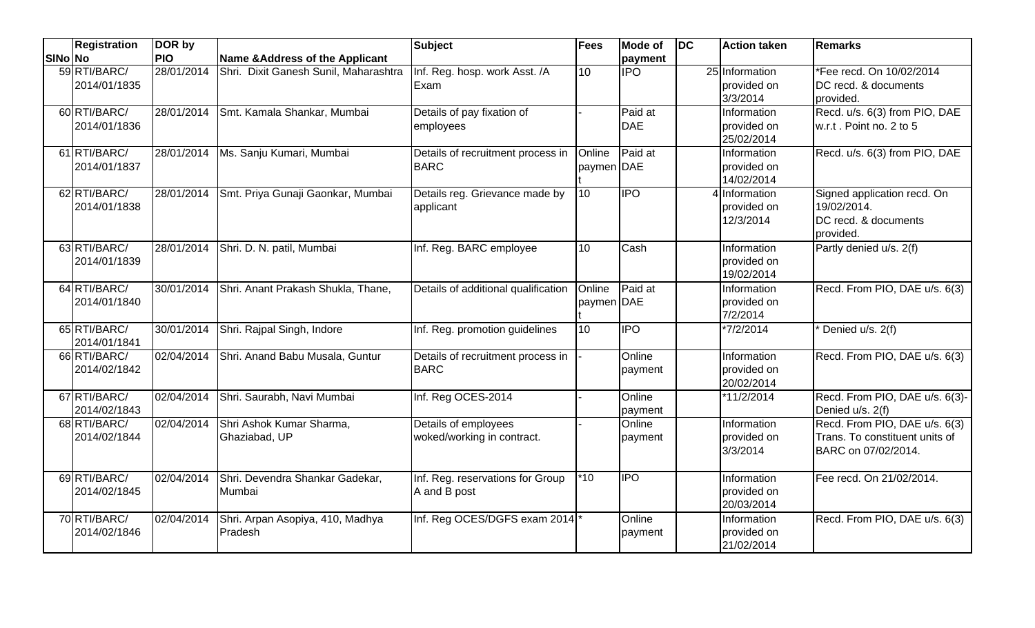| SlNo | Registration No | DOR by PIO | Name &Address of the Applicant | Subject | Fees | Mode of payment | DC | Action taken | Remarks |
|---|---|---|---|---|---|---|---|---|---|
| 59 | RTI/BARC/ 2014/01/1835 | 28/01/2014 | Shri. Dixit Ganesh Sunil, Maharashtra | Inf. Reg. hosp. work Asst. /A Exam | 10 | IPO | 25 | Information provided on 3/3/2014 | *Fee recd. On 10/02/2014 DC recd. & documents provided. |
| 60 | RTI/BARC/ 2014/01/1836 | 28/01/2014 | Smt. Kamala Shankar, Mumbai | Details of pay fixation of employees | - | Paid at DAE | | Information provided on 25/02/2014 | Recd. u/s. 6(3) from PIO, DAE w.r.t . Point no. 2 to 5 |
| 61 | RTI/BARC/ 2014/01/1837 | 28/01/2014 | Ms. Sanju Kumari, Mumbai | Details of recruitment process in BARC | Online payment | Paid at DAE | | Information provided on 14/02/2014 | Recd. u/s. 6(3) from PIO, DAE |
| 62 | RTI/BARC/ 2014/01/1838 | 28/01/2014 | Smt. Priya Gunaji Gaonkar, Mumbai | Details reg. Grievance made by applicant | 10 | IPO | 4 | Information provided on 12/3/2014 | Signed application recd. On 19/02/2014. DC recd. & documents provided. |
| 63 | RTI/BARC/ 2014/01/1839 | 28/01/2014 | Shri. D. N. patil, Mumbai | Inf. Reg. BARC employee | 10 | Cash | | Information provided on 19/02/2014 | Partly denied u/s. 2(f) |
| 64 | RTI/BARC/ 2014/01/1840 | 30/01/2014 | Shri. Anant Prakash Shukla, Thane, | Details of additional qualification | Online payment | Paid at DAE | | Information provided on 7/2/2014 | Recd. From PIO, DAE u/s. 6(3) |
| 65 | RTI/BARC/ 2014/01/1841 | 30/01/2014 | Shri. Rajpal Singh, Indore | Inf. Reg. promotion guidelines | 10 | IPO | | *7/2/2014 | * Denied u/s. 2(f) |
| 66 | RTI/BARC/ 2014/02/1842 | 02/04/2014 | Shri. Anand Babu Musala, Guntur | Details of recruitment process in BARC | - | Online payment | | Information provided on 20/02/2014 | Recd. From PIO, DAE u/s. 6(3) |
| 67 | RTI/BARC/ 2014/02/1843 | 02/04/2014 | Shri. Saurabh, Navi Mumbai | Inf. Reg OCES-2014 | - | Online payment | | *11/2/2014 | Recd. From PIO, DAE u/s. 6(3)- Denied u/s. 2(f) |
| 68 | RTI/BARC/ 2014/02/1844 | 02/04/2014 | Shri Ashok Kumar Sharma, Ghaziabad, UP | Details of employees woked/working in contract. | - | Online payment | | Information provided on 3/3/2014 | Recd. From PIO, DAE u/s. 6(3) Trans. To constituent units of BARC on 07/02/2014. |
| 69 | RTI/BARC/ 2014/02/1845 | 02/04/2014 | Shri. Devendra Shankar Gadekar, Mumbai | Inf. Reg. reservations for Group A and B post | *10 | IPO | | Information provided on 20/03/2014 | Fee recd. On 21/02/2014. |
| 70 | RTI/BARC/ 2014/02/1846 | 02/04/2014 | Shri. Arpan Asopiya, 410, Madhya Pradesh | Inf. Reg OCES/DGFS exam 2014 | * | Online payment | | Information provided on 21/02/2014 | Recd. From PIO, DAE u/s. 6(3) |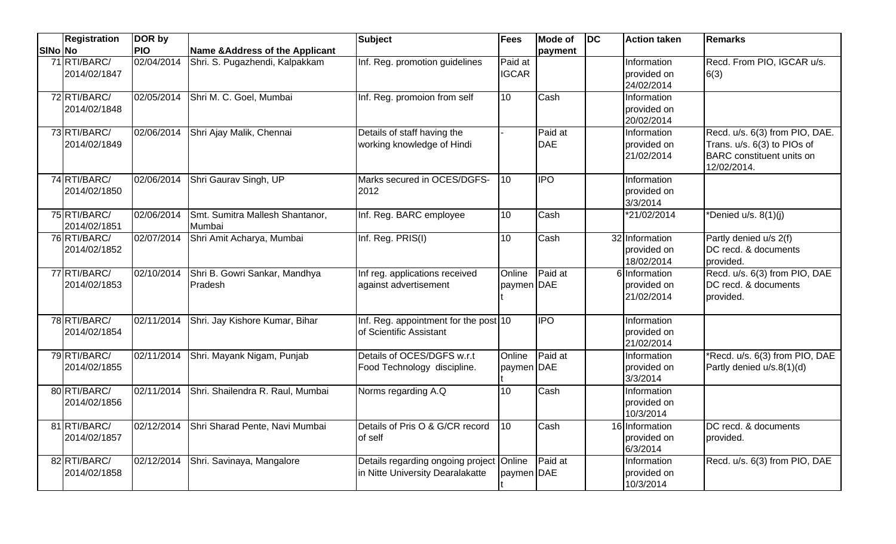| SlNo | Registration No | DOR by PIO | Name &Address of the Applicant | Subject | Fees | Mode of payment | DC | Action taken | Remarks |
|---|---|---|---|---|---|---|---|---|---|
| 71 | RTI/BARC/ 2014/02/1847 | 02/04/2014 | Shri. S. Pugazhendi, Kalpakkam | Inf. Reg. promotion guidelines | Paid at IGCAR | | | Information provided on 24/02/2014 | Recd. From PIO, IGCAR u/s. 6(3) |
| 72 | RTI/BARC/ 2014/02/1848 | 02/05/2014 | Shri M. C. Goel, Mumbai | Inf. Reg. promoion from self | 10 | Cash | | Information provided on 20/02/2014 | |
| 73 | RTI/BARC/ 2014/02/1849 | 02/06/2014 | Shri Ajay Malik, Chennai | Details of staff having the working knowledge of Hindi | - | Paid at DAE | | Information provided on 21/02/2014 | Recd. u/s. 6(3) from PIO, DAE. Trans. u/s. 6(3) to PIOs of BARC constituent units on 12/02/2014. |
| 74 | RTI/BARC/ 2014/02/1850 | 02/06/2014 | Shri Gaurav Singh, UP | Marks secured in OCES/DGFS-2012 | 10 | IPO | | Information provided on 3/3/2014 | |
| 75 | RTI/BARC/ 2014/02/1851 | 02/06/2014 | Smt. Sumitra Mallesh Shantanor, Mumbai | Inf. Reg. BARC employee | 10 | Cash | | *21/02/2014 | *Denied u/s. 8(1)(j) |
| 76 | RTI/BARC/ 2014/02/1852 | 02/07/2014 | Shri Amit Acharya, Mumbai | Inf. Reg. PRIS(I) | 10 | Cash | 32 | Information provided on 18/02/2014 | Partly denied u/s 2(f) DC recd. & documents provided. |
| 77 | RTI/BARC/ 2014/02/1853 | 02/10/2014 | Shri B. Gowri Sankar, Mandhya Pradesh | Inf reg. applications received against advertisement | Online payment | Paid at DAE | 6 | Information provided on 21/02/2014 | Recd. u/s. 6(3) from PIO, DAE DC recd. & documents provided. |
| 78 | RTI/BARC/ 2014/02/1854 | 02/11/2014 | Shri. Jay Kishore Kumar, Bihar | Inf. Reg. appointment for the post of Scientific Assistant | 10 | IPO | | Information provided on 21/02/2014 | |
| 79 | RTI/BARC/ 2014/02/1855 | 02/11/2014 | Shri. Mayank Nigam, Punjab | Details of OCES/DGFS w.r.t Food Technology discipline. | Online payment | Paid at DAE | | Information provided on 3/3/2014 | *Recd. u/s. 6(3) from PIO, DAE Partly denied u/s.8(1)(d) |
| 80 | RTI/BARC/ 2014/02/1856 | 02/11/2014 | Shri. Shailendra R. Raul, Mumbai | Norms regarding A.Q | 10 | Cash | | Information provided on 10/3/2014 | |
| 81 | RTI/BARC/ 2014/02/1857 | 02/12/2014 | Shri Sharad Pente, Navi Mumbai | Details of Pris O & G/CR record of self | 10 | Cash | 16 | Information provided on 6/3/2014 | DC recd. & documents provided. |
| 82 | RTI/BARC/ 2014/02/1858 | 02/12/2014 | Shri. Savinaya, Mangalore | Details regarding ongoing project in Nitte University Dearalakatte | Online payment | Paid at DAE | | Information provided on 10/3/2014 | Recd. u/s. 6(3) from PIO, DAE |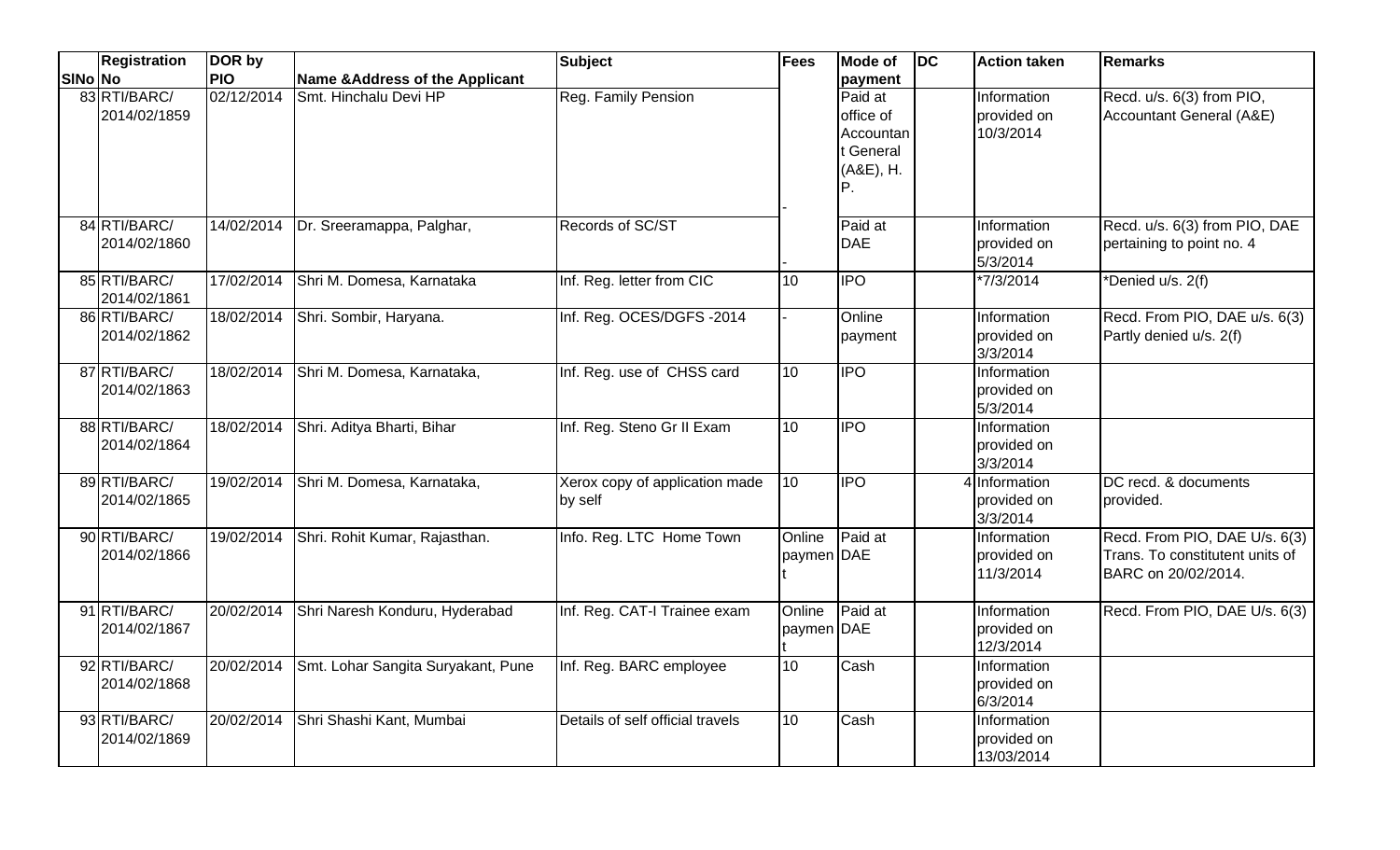| SlNo | Registration No | DOR by PIO | Name &Address of the Applicant | Subject | Fees | Mode of payment | DC | Action taken | Remarks |
|---|---|---|---|---|---|---|---|---|---|
| 83 | RTI/BARC/ 2014/02/1859 | 02/12/2014 | Smt. Hinchalu Devi HP | Reg. Family Pension | - | Paid at office of Accountant General (A&E), H. P. | | Information provided on 10/3/2014 | Recd. u/s. 6(3) from PIO, Accountant General (A&E) |
| 84 | RTI/BARC/ 2014/02/1860 | 14/02/2014 | Dr. Sreeramappa, Palghar, | Records of SC/ST | - | Paid at DAE | | Information provided on 5/3/2014 | Recd. u/s. 6(3) from PIO, DAE pertaining to point no. 4 |
| 85 | RTI/BARC/ 2014/02/1861 | 17/02/2014 | Shri M. Domesa, Karnataka | Inf. Reg. letter from CIC | 10 | IPO | | *7/3/2014 | *Denied u/s. 2(f) |
| 86 | RTI/BARC/ 2014/02/1862 | 18/02/2014 | Shri. Sombir, Haryana. | Inf. Reg. OCES/DGFS -2014 | - | Online payment | | Information provided on 3/3/2014 | Recd. From PIO, DAE u/s. 6(3) Partly denied u/s. 2(f) |
| 87 | RTI/BARC/ 2014/02/1863 | 18/02/2014 | Shri M. Domesa, Karnataka, | Inf. Reg. use of CHSS card | 10 | IPO | | Information provided on 5/3/2014 | |
| 88 | RTI/BARC/ 2014/02/1864 | 18/02/2014 | Shri. Aditya Bharti, Bihar | Inf. Reg. Steno Gr II Exam | 10 | IPO | | Information provided on 3/3/2014 | |
| 89 | RTI/BARC/ 2014/02/1865 | 19/02/2014 | Shri M. Domesa, Karnataka, | Xerox copy of application made by self | 10 | IPO | 4 | Information provided on 3/3/2014 | DC recd. & documents provided. |
| 90 | RTI/BARC/ 2014/02/1866 | 19/02/2014 | Shri. Rohit Kumar, Rajasthan. | Info. Reg. LTC Home Town | Online payment | Paid at DAE | | Information provided on 11/3/2014 | Recd. From PIO, DAE U/s. 6(3) Trans. To constitutent units of BARC on 20/02/2014. |
| 91 | RTI/BARC/ 2014/02/1867 | 20/02/2014 | Shri Naresh Konduru, Hyderabad | Inf. Reg. CAT-I Trainee exam | Online payment | Paid at DAE | | Information provided on 12/3/2014 | Recd. From PIO, DAE U/s. 6(3) |
| 92 | RTI/BARC/ 2014/02/1868 | 20/02/2014 | Smt. Lohar Sangita Suryakant, Pune | Inf. Reg. BARC employee | 10 | Cash | | Information provided on 6/3/2014 | |
| 93 | RTI/BARC/ 2014/02/1869 | 20/02/2014 | Shri Shashi Kant, Mumbai | Details of self official travels | 10 | Cash | | Information provided on 13/03/2014 | |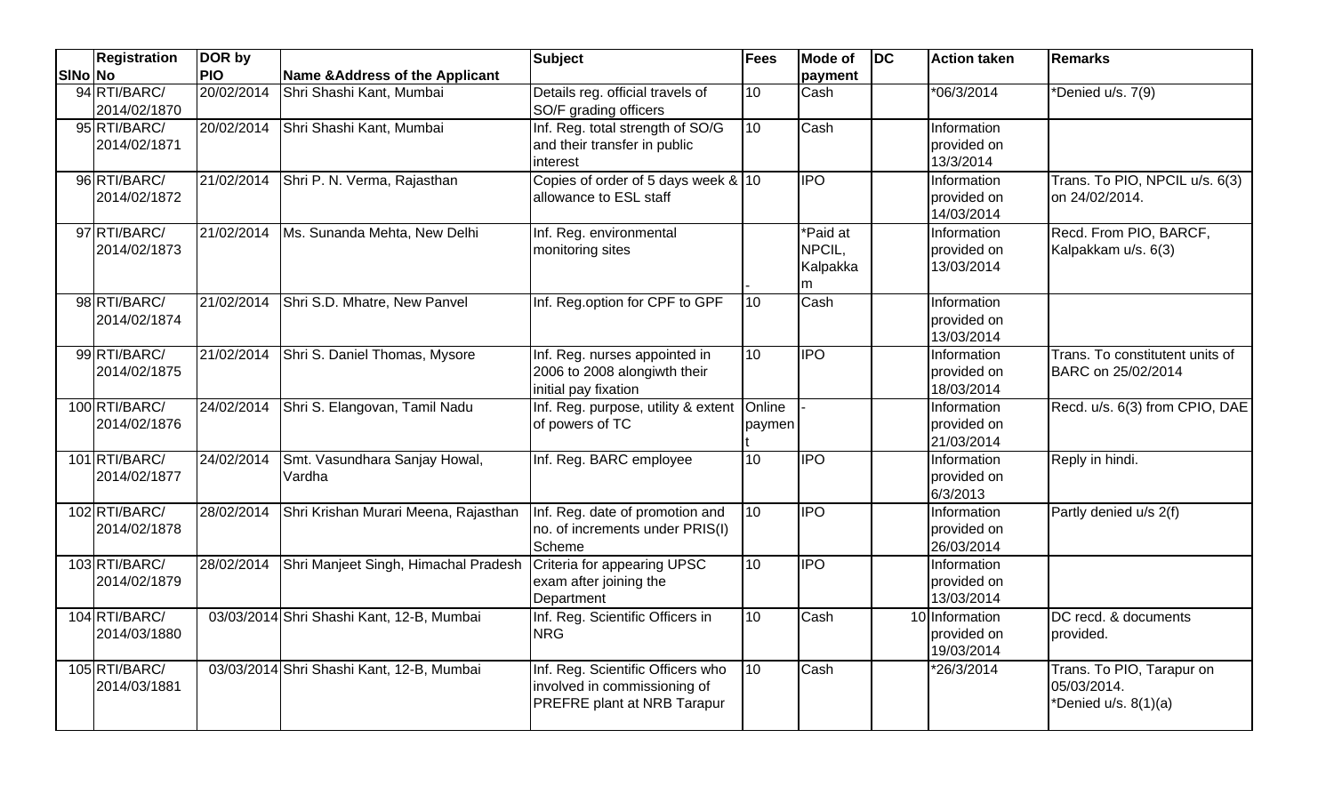| SlNo | Registration No | DOR by PIO | Name &Address of the Applicant | Subject | Fees | Mode of payment | DC | Action taken | Remarks |
|---|---|---|---|---|---|---|---|---|---|
| 94 | RTI/BARC/ 2014/02/1870 | 20/02/2014 | Shri Shashi Kant, Mumbai | Details reg. official travels of SO/F grading officers | 10 | Cash | | *06/3/2014 | *Denied u/s. 7(9) |
| 95 | RTI/BARC/ 2014/02/1871 | 20/02/2014 | Shri Shashi Kant, Mumbai | Inf. Reg. total strength of SO/G and their transfer in public interest | 10 | Cash | | Information provided on 13/3/2014 | |
| 96 | RTI/BARC/ 2014/02/1872 | 21/02/2014 | Shri P. N. Verma, Rajasthan | Copies of order of 5 days week & allowance to ESL staff | 10 | IPO | | Information provided on 14/03/2014 | Trans. To PIO, NPCIL u/s. 6(3) on 24/02/2014. |
| 97 | RTI/BARC/ 2014/02/1873 | 21/02/2014 | Ms. Sunanda Mehta, New Delhi | Inf. Reg. environmental monitoring sites | - | *Paid at NPCIL, Kalpakkam | | Information provided on 13/03/2014 | Recd. From PIO, BARCF, Kalpakkam u/s. 6(3) |
| 98 | RTI/BARC/ 2014/02/1874 | 21/02/2014 | Shri S.D. Mhatre, New Panvel | Inf. Reg.option for CPF to GPF | 10 | Cash | | Information provided on 13/03/2014 | |
| 99 | RTI/BARC/ 2014/02/1875 | 21/02/2014 | Shri S. Daniel Thomas, Mysore | Inf. Reg. nurses appointed in 2006 to 2008 alongiwth their initial pay fixation | 10 | IPO | | Information provided on 18/03/2014 | Trans. To constitutent units of BARC on 25/02/2014 |
| 100 | RTI/BARC/ 2014/02/1876 | 24/02/2014 | Shri S. Elangovan, Tamil Nadu | Inf. Reg. purpose, utility & extent of powers of TC | Online payment | - | | Information provided on 21/03/2014 | Recd. u/s. 6(3) from CPIO, DAE |
| 101 | RTI/BARC/ 2014/02/1877 | 24/02/2014 | Smt. Vasundhara Sanjay Howal, Vardha | Inf. Reg. BARC employee | 10 | IPO | | Information provided on 6/3/2013 | Reply in hindi. |
| 102 | RTI/BARC/ 2014/02/1878 | 28/02/2014 | Shri Krishan Murari Meena, Rajasthan | Inf. Reg. date of promotion and no. of increments under PRIS(I) Scheme | 10 | IPO | | Information provided on 26/03/2014 | Partly denied u/s 2(f) |
| 103 | RTI/BARC/ 2014/02/1879 | 28/02/2014 | Shri Manjeet Singh, Himachal Pradesh | Criteria for appearing UPSC exam after joining the Department | 10 | IPO | | Information provided on 13/03/2014 | |
| 104 | RTI/BARC/ 2014/03/1880 | 03/03/2014 | Shri Shashi Kant, 12-B, Mumbai | Inf. Reg. Scientific Officers in NRG | 10 | Cash | 10 | Information provided on 19/03/2014 | DC recd. & documents provided. |
| 105 | RTI/BARC/ 2014/03/1881 | 03/03/2014 | Shri Shashi Kant, 12-B, Mumbai | Inf. Reg. Scientific Officers who involved in commissioning of PREFRE plant at NRB Tarapur | 10 | Cash | | *26/3/2014 | Trans. To PIO, Tarapur on 05/03/2014. *Denied u/s. 8(1)(a) |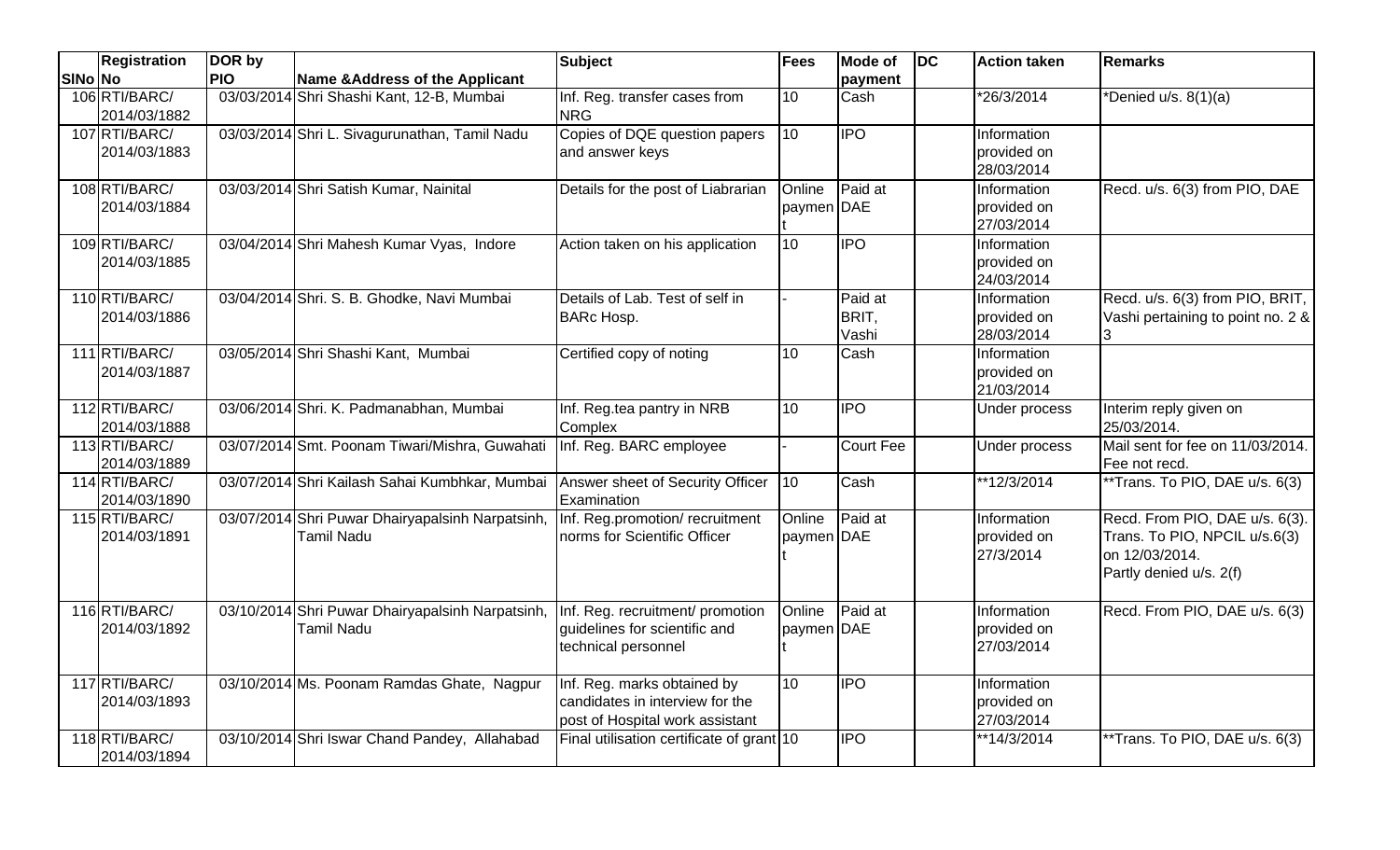| SINo | Registration No | DOR by PIO | Name &Address of the Applicant | Subject | Fees | Mode of payment | DC | Action taken | Remarks |
|---|---|---|---|---|---|---|---|---|---|
| 106 | RTI/BARC/ 2014/03/1882 | 03/03/2014 | Shri Shashi Kant, 12-B, Mumbai | Inf. Reg. transfer cases from NRG | 10 | Cash | | *26/3/2014 | *Denied u/s. 8(1)(a) |
| 107 | RTI/BARC/ 2014/03/1883 | 03/03/2014 | Shri L. Sivagurunathan, Tamil Nadu | Copies of DQE question papers and answer keys | 10 | IPO | | Information provided on 28/03/2014 | |
| 108 | RTI/BARC/ 2014/03/1884 | 03/03/2014 | Shri Satish Kumar, Nainital | Details for the post of Liabrarian | Online paymen t | Paid at DAE | | Information provided on 27/03/2014 | Recd. u/s. 6(3) from PIO, DAE |
| 109 | RTI/BARC/ 2014/03/1885 | 03/04/2014 | Shri Mahesh Kumar Vyas, Indore | Action taken on his application | 10 | IPO | | Information provided on 24/03/2014 | |
| 110 | RTI/BARC/ 2014/03/1886 | 03/04/2014 | Shri. S. B. Ghodke, Navi Mumbai | Details of Lab. Test of self in BARc Hosp. | - | Paid at BRIT, Vashi | | Information provided on 28/03/2014 | Recd. u/s. 6(3) from PIO, BRIT, Vashi pertaining to point no. 2 & 3 |
| 111 | RTI/BARC/ 2014/03/1887 | 03/05/2014 | Shri Shashi Kant, Mumbai | Certified copy of noting | 10 | Cash | | Information provided on 21/03/2014 | |
| 112 | RTI/BARC/ 2014/03/1888 | 03/06/2014 | Shri. K. Padmanabhan, Mumbai | Inf. Reg.tea pantry in NRB Complex | 10 | IPO | | Under process | Interim reply given on 25/03/2014. |
| 113 | RTI/BARC/ 2014/03/1889 | 03/07/2014 | Smt. Poonam Tiwari/Mishra, Guwahati | Inf. Reg. BARC employee | - | Court Fee | | Under process | Mail sent for fee on 11/03/2014. Fee not recd. |
| 114 | RTI/BARC/ 2014/03/1890 | 03/07/2014 | Shri Kailash Sahai Kumbhkar, Mumbai | Answer sheet of Security Officer Examination | 10 | Cash | | **12/3/2014 | **Trans. To PIO, DAE u/s. 6(3) |
| 115 | RTI/BARC/ 2014/03/1891 | 03/07/2014 | Shri Puwar Dhairyapalsinh Narpatsinh, Tamil Nadu | Inf. Reg.promotion/ recruitment norms for Scientific Officer | Online paymen t | Paid at DAE | | Information provided on 27/3/2014 | Recd. From PIO, DAE u/s. 6(3). Trans. To PIO, NPCIL u/s.6(3) on 12/03/2014. Partly denied u/s. 2(f) |
| 116 | RTI/BARC/ 2014/03/1892 | 03/10/2014 | Shri Puwar Dhairyapalsinh Narpatsinh, Tamil Nadu | Inf. Reg. recruitment/ promotion guidelines for scientific and technical personnel | Online paymen t | Paid at DAE | | Information provided on 27/03/2014 | Recd. From PIO, DAE u/s. 6(3) |
| 117 | RTI/BARC/ 2014/03/1893 | 03/10/2014 | Ms. Poonam Ramdas Ghate, Nagpur | Inf. Reg. marks obtained by candidates in interview for the post of Hospital work assistant | 10 | IPO | | Information provided on 27/03/2014 | |
| 118 | RTI/BARC/ 2014/03/1894 | 03/10/2014 | Shri Iswar Chand Pandey, Allahabad | Final utilisation certificate of grant | 10 | IPO | | **14/3/2014 | **Trans. To PIO, DAE u/s. 6(3) |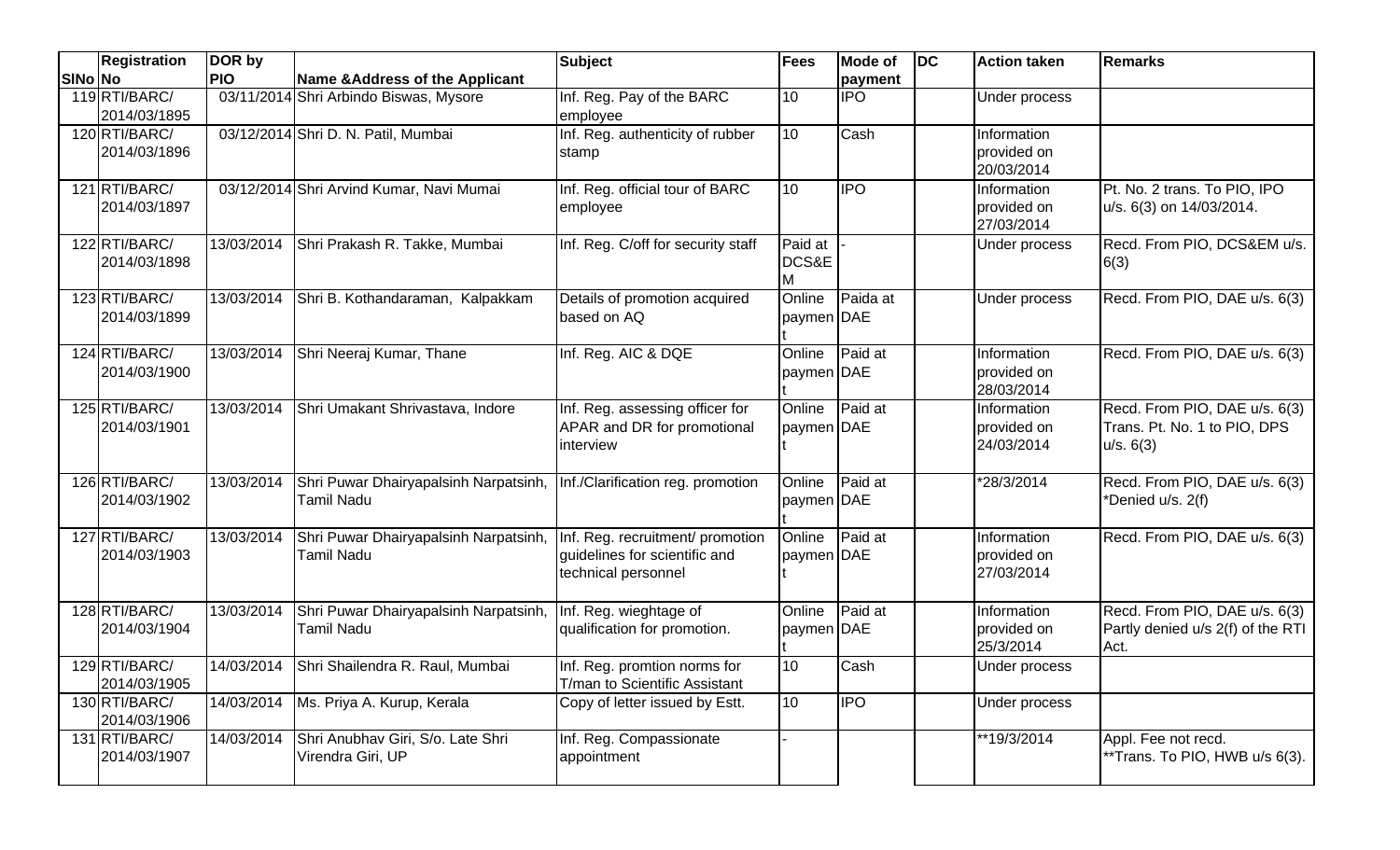| SlNo | Registration No | DOR by PIO | Name &Address of the Applicant | Subject | Fees | Mode of payment | DC | Action taken | Remarks |
|---|---|---|---|---|---|---|---|---|---|
| 119 | RTI/BARC/ 2014/03/1895 | 03/11/2014 | Shri Arbindo Biswas, Mysore | Inf. Reg. Pay of the BARC employee | 10 | IPO | | Under process | |
| 120 | RTI/BARC/ 2014/03/1896 | 03/12/2014 | Shri D. N. Patil, Mumbai | Inf. Reg. authenticity of rubber stamp | 10 | Cash | | Information provided on 20/03/2014 | |
| 121 | RTI/BARC/ 2014/03/1897 | 03/12/2014 | Shri Arvind Kumar, Navi Mumai | Inf. Reg. official tour of BARC employee | 10 | IPO | | Information provided on 27/03/2014 | Pt. No. 2 trans. To PIO, IPO u/s. 6(3) on 14/03/2014. |
| 122 | RTI/BARC/ 2014/03/1898 | 13/03/2014 | Shri Prakash R. Takke, Mumbai | Inf. Reg. C/off for security staff | Paid at DCS&EM | - | | Under process | Recd. From PIO, DCS&EM u/s. 6(3) |
| 123 | RTI/BARC/ 2014/03/1899 | 13/03/2014 | Shri B. Kothandaraman, Kalpakkam | Details of promotion acquired based on AQ | Online payment | Paida at DAE | | Under process | Recd. From PIO, DAE u/s. 6(3) |
| 124 | RTI/BARC/ 2014/03/1900 | 13/03/2014 | Shri Neeraj Kumar, Thane | Inf. Reg. AIC & DQE | Online payment | Paid at DAE | | Information provided on 28/03/2014 | Recd. From PIO, DAE u/s. 6(3) |
| 125 | RTI/BARC/ 2014/03/1901 | 13/03/2014 | Shri Umakant Shrivastava, Indore | Inf. Reg. assessing officer for APAR and DR for promotional interview | Online payment | Paid at DAE | | Information provided on 24/03/2014 | Recd. From PIO, DAE u/s. 6(3) Trans. Pt. No. 1 to PIO, DPS u/s. 6(3) |
| 126 | RTI/BARC/ 2014/03/1902 | 13/03/2014 | Shri Puwar Dhairyapalsinh Narpatsinh, Tamil Nadu | Inf./Clarification reg. promotion | Online payment | Paid at DAE | | *28/3/2014 | Recd. From PIO, DAE u/s. 6(3) *Denied u/s. 2(f) |
| 127 | RTI/BARC/ 2014/03/1903 | 13/03/2014 | Shri Puwar Dhairyapalsinh Narpatsinh, Tamil Nadu | Inf. Reg. recruitment/ promotion guidelines for scientific and technical personnel | Online payment | Paid at DAE | | Information provided on 27/03/2014 | Recd. From PIO, DAE u/s. 6(3) |
| 128 | RTI/BARC/ 2014/03/1904 | 13/03/2014 | Shri Puwar Dhairyapalsinh Narpatsinh, Tamil Nadu | Inf. Reg. wieghtage of qualification for promotion. | Online payment | Paid at DAE | | Information provided on 25/3/2014 | Recd. From PIO, DAE u/s. 6(3) Partly denied u/s 2(f) of the RTI Act. |
| 129 | RTI/BARC/ 2014/03/1905 | 14/03/2014 | Shri Shailendra R. Raul, Mumbai | Inf. Reg. promtion norms for T/man to Scientific Assistant | 10 | Cash | | Under process | |
| 130 | RTI/BARC/ 2014/03/1906 | 14/03/2014 | Ms. Priya A. Kurup, Kerala | Copy of letter issued by Estt. | 10 | IPO | | Under process | |
| 131 | RTI/BARC/ 2014/03/1907 | 14/03/2014 | Shri Anubhav Giri, S/o. Late Shri Virendra Giri, UP | Inf. Reg. Compassionate appointment | - | | | **19/3/2014 | Appl. Fee not recd. **Trans. To PIO, HWB u/s 6(3). |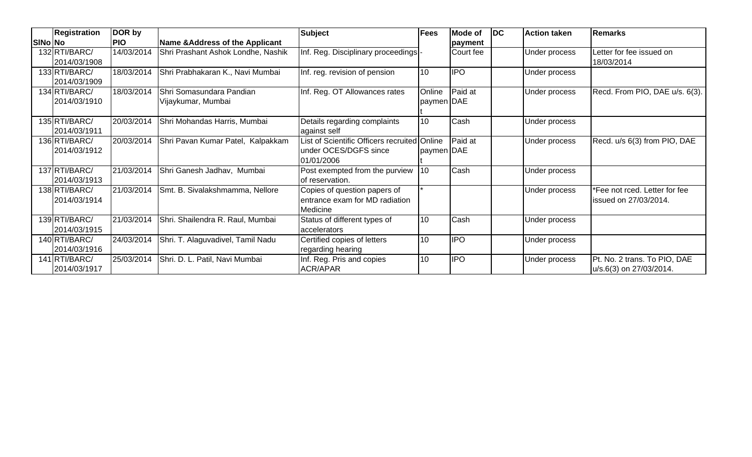| SlNo | Registration No | DOR by PIO | Name &Address of the Applicant | Subject | Fees | Mode of payment | DC | Action taken | Remarks |
|---|---|---|---|---|---|---|---|---|---|
| 132 | RTI/BARC/ 2014/03/1908 | 14/03/2014 | Shri Prashant Ashok Londhe, Nashik | Inf. Reg. Disciplinary proceedings | - | Court fee | | Under process | Letter for fee issued on 18/03/2014 |
| 133 | RTI/BARC/ 2014/03/1909 | 18/03/2014 | Shri Prabhakaran K., Navi Mumbai | Inf. reg. revision of pension | 10 | IPO | | Under process | |
| 134 | RTI/BARC/ 2014/03/1910 | 18/03/2014 | Shri Somasundara Pandian Vijaykumar, Mumbai | Inf. Reg. OT Allowances rates | Online payment | Paid at DAE | | Under process | Recd. From PIO, DAE u/s. 6(3). |
| 135 | RTI/BARC/ 2014/03/1911 | 20/03/2014 | Shri Mohandas Harris, Mumbai | Details regarding complaints against self | 10 | Cash | | Under process | |
| 136 | RTI/BARC/ 2014/03/1912 | 20/03/2014 | Shri Pavan Kumar Patel, Kalpakkam | List of Scientific Officers recruited under OCES/DGFS since 01/01/2006 | Online payment | Paid at DAE | | Under process | Recd. u/s 6(3) from PIO, DAE |
| 137 | RTI/BARC/ 2014/03/1913 | 21/03/2014 | Shri Ganesh Jadhav, Mumbai | Post exempted from the purview of reservation. | 10 | Cash | | Under process | |
| 138 | RTI/BARC/ 2014/03/1914 | 21/03/2014 | Smt. B. Sivalakshmamma, Nellore | Copies of question papers of entrance exam for MD radiation Medicine | * | | | Under process | *Fee not rced. Letter for fee issued on 27/03/2014. |
| 139 | RTI/BARC/ 2014/03/1915 | 21/03/2014 | Shri. Shailendra R. Raul, Mumbai | Status of different types of accelerators | 10 | Cash | | Under process | |
| 140 | RTI/BARC/ 2014/03/1916 | 24/03/2014 | Shri. T. Alaguvadivel, Tamil Nadu | Certified copies of letters regarding hearing | 10 | IPO | | Under process | |
| 141 | RTI/BARC/ 2014/03/1917 | 25/03/2014 | Shri. D. L. Patil, Navi Mumbai | Inf. Reg. Pris and copies ACR/APAR | 10 | IPO | | Under process | Pt. No. 2 trans. To PIO, DAE u/s.6(3) on 27/03/2014. |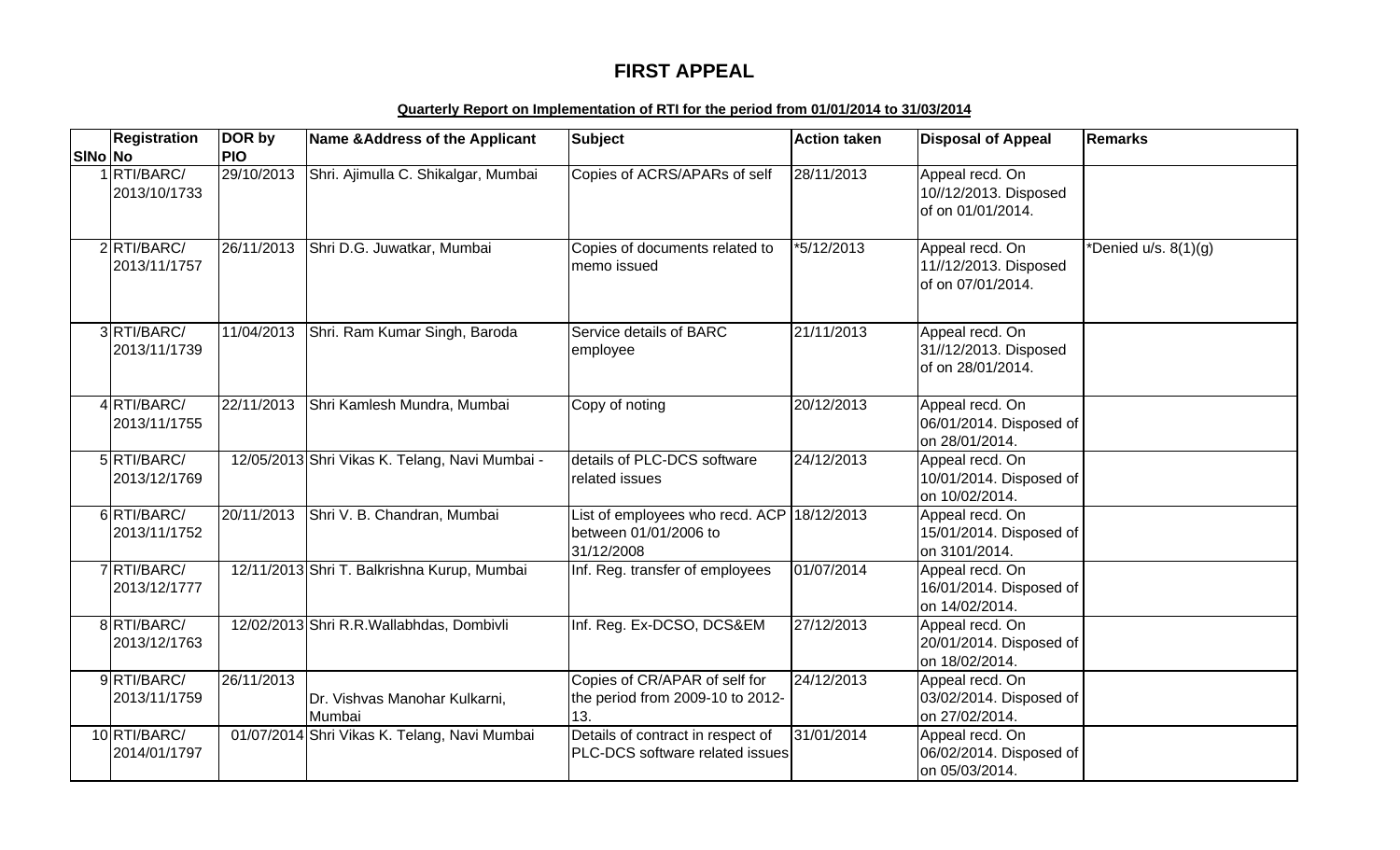# FIRST APPEAL

**Quarterly Report on Implementation of RTI for the period from 01/01/2014 to 31/03/2014**

| SlNo | Registration No | DOR by PIO | Name &Address of the Applicant | Subject | Action taken | Disposal of Appeal | Remarks |
|---|---|---|---|---|---|---|---|
| 1 | RTI/BARC/ 2013/10/1733 | 29/10/2013 | Shri. Ajimulla C. Shikalgar, Mumbai | Copies of ACRS/APARs of self | 28/11/2013 | Appeal recd. On 10//12/2013. Disposed of on 01/01/2014. | |
| 2 | RTI/BARC/ 2013/11/1757 | 26/11/2013 | Shri D.G. Juwatkar, Mumbai | Copies of documents related to memo issued | *5/12/2013 | Appeal recd. On 11//12/2013. Disposed of on 07/01/2014. | *Denied u/s. 8(1)(g) |
| 3 | RTI/BARC/ 2013/11/1739 | 11/04/2013 | Shri. Ram Kumar Singh, Baroda | Service details of BARC employee | 21/11/2013 | Appeal recd. On 31//12/2013. Disposed of on 28/01/2014. | |
| 4 | RTI/BARC/ 2013/11/1755 | 22/11/2013 | Shri Kamlesh Mundra, Mumbai | Copy of noting | 20/12/2013 | Appeal recd. On 06/01/2014. Disposed of on 28/01/2014. | |
| 5 | RTI/BARC/ 2013/12/1769 | 12/05/2013 | Shri Vikas K. Telang, Navi Mumbai - | details of PLC-DCS software related issues | 24/12/2013 | Appeal recd. On 10/01/2014. Disposed of on 10/02/2014. | |
| 6 | RTI/BARC/ 2013/11/1752 | 20/11/2013 | Shri V. B. Chandran, Mumbai | List of employees who recd. ACP between 01/01/2006 to 31/12/2008 | 18/12/2013 | Appeal recd. On 15/01/2014. Disposed of on 3101/2014. | |
| 7 | RTI/BARC/ 2013/12/1777 | 12/11/2013 | Shri T. Balkrishna Kurup, Mumbai | Inf. Reg. transfer of employees | 01/07/2014 | Appeal recd. On 16/01/2014. Disposed of on 14/02/2014. | |
| 8 | RTI/BARC/ 2013/12/1763 | 12/02/2013 | Shri R.R.Wallabhdas, Dombivli | Inf. Reg. Ex-DCSO, DCS&EM | 27/12/2013 | Appeal recd. On 20/01/2014. Disposed of on 18/02/2014. | |
| 9 | RTI/BARC/ 2013/11/1759 | 26/11/2013 | Dr. Vishvas Manohar Kulkarni, Mumbai | Copies of CR/APAR of self for the period from 2009-10 to 2012-13. | 24/12/2013 | Appeal recd. On 03/02/2014. Disposed of on 27/02/2014. | |
| 10 | RTI/BARC/ 2014/01/1797 | 01/07/2014 | Shri Vikas K. Telang, Navi Mumbai | Details of contract in respect of PLC-DCS software related issues | 31/01/2014 | Appeal recd. On 06/02/2014. Disposed of on 05/03/2014. | |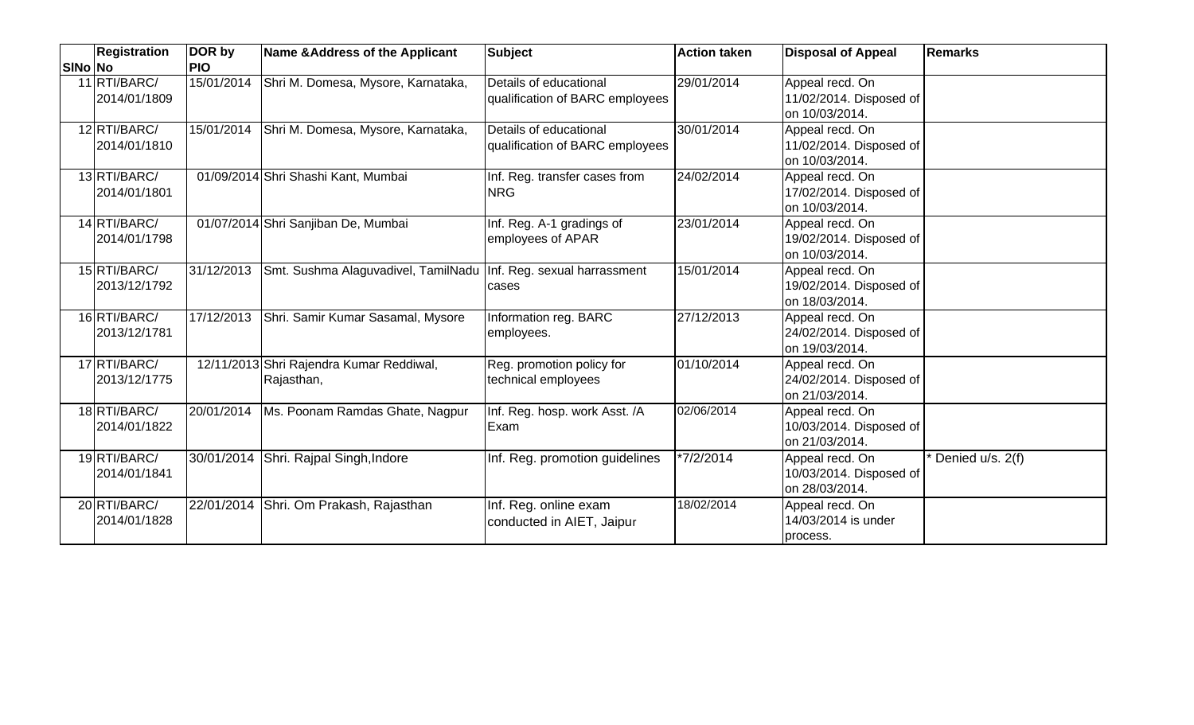| SlNo | Registration No | DOR by PIO | Name &Address of the Applicant | Subject | Action taken | Disposal of Appeal | Remarks |
|---|---|---|---|---|---|---|---|
| 11 | RTI/BARC/ 2014/01/1809 | 15/01/2014 | Shri M. Domesa, Mysore, Karnataka, | Details of educational qualification of BARC employees | 29/01/2014 | Appeal recd. On 11/02/2014. Disposed of on 10/03/2014. | |
| 12 | RTI/BARC/ 2014/01/1810 | 15/01/2014 | Shri M. Domesa, Mysore, Karnataka, | Details of educational qualification of BARC employees | 30/01/2014 | Appeal recd. On 11/02/2014. Disposed of on 10/03/2014. | |
| 13 | RTI/BARC/ 2014/01/1801 | 01/09/2014 | Shri Shashi Kant, Mumbai | Inf. Reg. transfer cases from NRG | 24/02/2014 | Appeal recd. On 17/02/2014. Disposed of on 10/03/2014. | |
| 14 | RTI/BARC/ 2014/01/1798 | 01/07/2014 | Shri Sanjiban De, Mumbai | Inf. Reg. A-1 gradings of employees of APAR | 23/01/2014 | Appeal recd. On 19/02/2014. Disposed of on 10/03/2014. | |
| 15 | RTI/BARC/ 2013/12/1792 | 31/12/2013 | Smt. Sushma Alaguvadivel, TamilNadu | Inf. Reg. sexual harrassment cases | 15/01/2014 | Appeal recd. On 19/02/2014. Disposed of on 18/03/2014. | |
| 16 | RTI/BARC/ 2013/12/1781 | 17/12/2013 | Shri. Samir Kumar Sasamal, Mysore | Information reg. BARC employees. | 27/12/2013 | Appeal recd. On 24/02/2014. Disposed of on 19/03/2014. | |
| 17 | RTI/BARC/ 2013/12/1775 | 12/11/2013 | Shri Rajendra Kumar Reddiwal, Rajasthan, | Reg. promotion policy for technical employees | 01/10/2014 | Appeal recd. On 24/02/2014. Disposed of on 21/03/2014. | |
| 18 | RTI/BARC/ 2014/01/1822 | 20/01/2014 | Ms. Poonam Ramdas Ghate, Nagpur | Inf. Reg. hosp. work Asst. /A Exam | 02/06/2014 | Appeal recd. On 10/03/2014. Disposed of on 21/03/2014. | |
| 19 | RTI/BARC/ 2014/01/1841 | 30/01/2014 | Shri. Rajpal Singh,Indore | Inf. Reg. promotion guidelines | *7/2/2014 | Appeal recd. On 10/03/2014. Disposed of on 28/03/2014. | * Denied u/s. 2(f) |
| 20 | RTI/BARC/ 2014/01/1828 | 22/01/2014 | Shri. Om Prakash, Rajasthan | Inf. Reg. online exam conducted in AIET, Jaipur | 18/02/2014 | Appeal recd. On 14/03/2014 is under process. | |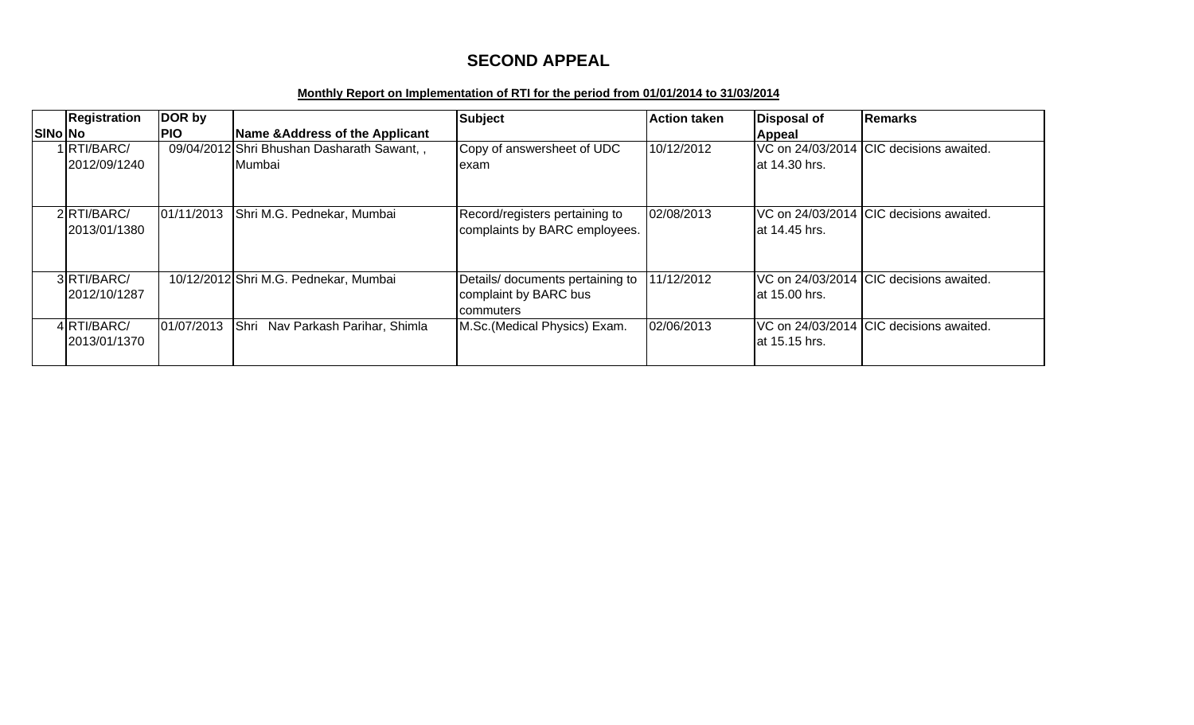## SECOND APPEAL

**Monthly Report on Implementation of RTI for the period from 01/01/2014 to 31/03/2014**

| SlNo | Registration No | DOR by PIO | Name &Address of the Applicant | Subject | Action taken | Disposal of Appeal | Remarks |
|---|---|---|---|---|---|---|---|
| 1 | RTI/BARC/ 2012/09/1240 | 09/04/2012 | Shri Bhushan Dasharath Sawant, , Mumbai | Copy of answersheet of UDC exam | 10/12/2012 | VC on 24/03/2014 at 14.30 hrs. | CIC decisions awaited. |
| 2 | RTI/BARC/ 2013/01/1380 | 01/11/2013 | Shri M.G. Pednekar, Mumbai | Record/registers pertaining to complaints by BARC employees. | 02/08/2013 | VC on 24/03/2014 at 14.45 hrs. | CIC decisions awaited. |
| 3 | RTI/BARC/ 2012/10/1287 | 10/12/2012 | Shri M.G. Pednekar, Mumbai | Details/ documents pertaining to complaint by BARC bus commuters | 11/12/2012 | VC on 24/03/2014 at 15.00 hrs. | CIC decisions awaited. |
| 4 | RTI/BARC/ 2013/01/1370 | 01/07/2013 | Shri Nav Parkash Parihar, Shimla | M.Sc.(Medical Physics) Exam. | 02/06/2013 | VC on 24/03/2014 at 15.15 hrs. | CIC decisions awaited. |